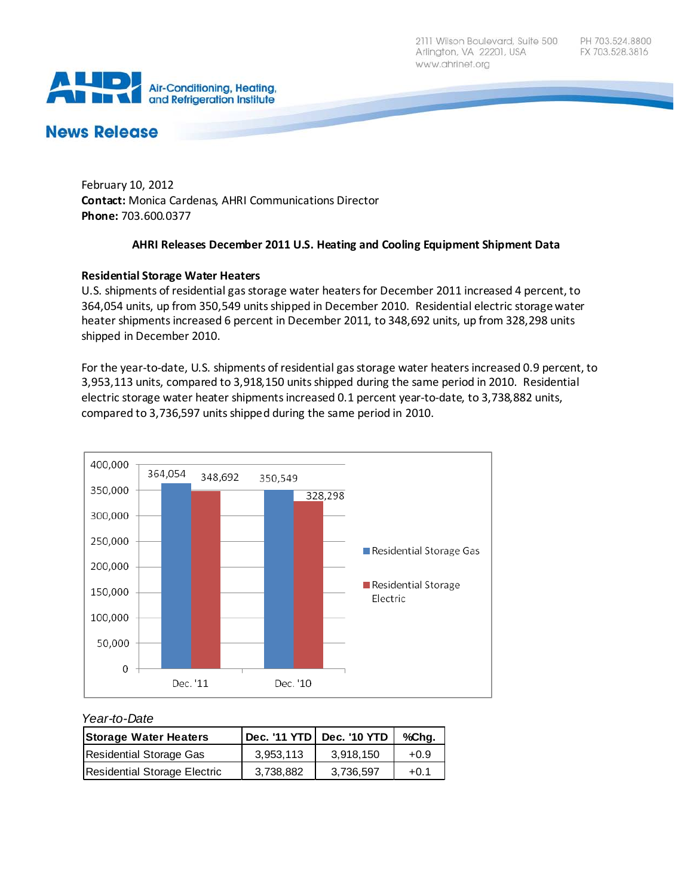2111 Wilson Boulevard, Suite 500
Arlington, VA 22201, USA
www.ahrinet.org

PH 703.524.8800
FX 703.528.3816

**Air-Conditioning, Heating, and Refrigeration Institute**

## News Release

February 10, 2012
**Contact:** Monica Cardenas, AHRI Communications Director
**Phone:** 703.600.0377

### AHRI Releases December 2011 U.S. Heating and Cooling Equipment Shipment Data

**Residential Storage Water Heaters**

U.S. shipments of residential gas storage water heaters for December 2011 increased 4 percent, to 364,054 units, up from 350,549 units shipped in December 2010. Residential electric storage water heater shipments increased 6 percent in December 2011, to 348,692 units, up from 328,298 units shipped in December 2010.

For the year-to-date, U.S. shipments of residential gas storage water heaters increased 0.9 percent, to 3,953,113 units, compared to 3,918,150 units shipped during the same period in 2010. Residential electric storage water heater shipments increased 0.1 percent year-to-date, to 3,738,882 units, compared to 3,736,597 units shipped during the same period in 2010.

| | Residential Storage Gas | Residential Storage Electric |
|---|---|---|
| Dec. '11 | 364,054 | 348,692 |
| Dec. '10 | 350,549 | 328,298 |

*Year-to-Date*

| Storage Water Heaters | Dec. '11 YTD | Dec. '10 YTD | %Chg. |
|---|---|---|---|
| Residential Storage Gas | 3,953,113 | 3,918,150 | +0.9 |
| Residential Storage Electric | 3,738,882 | 3,736,597 | +0.1 |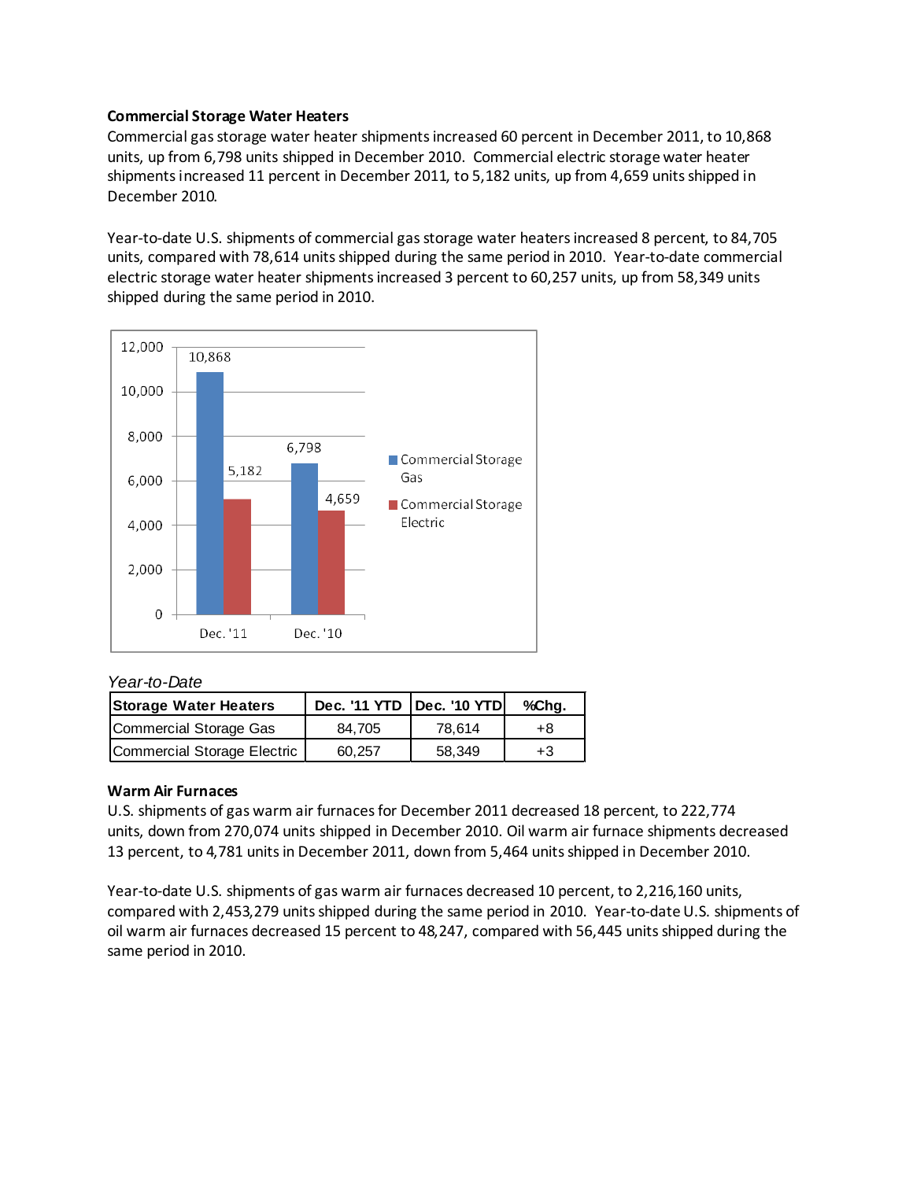**Commercial Storage Water Heaters**

Commercial gas storage water heater shipments increased 60 percent in December 2011, to 10,868 units, up from 6,798 units shipped in December 2010. Commercial electric storage water heater shipments increased 11 percent in December 2011, to 5,182 units, up from 4,659 units shipped in December 2010.

Year-to-date U.S. shipments of commercial gas storage water heaters increased 8 percent, to 84,705 units, compared with 78,614 units shipped during the same period in 2010. Year-to-date commercial electric storage water heater shipments increased 3 percent to 60,257 units, up from 58,349 units shipped during the same period in 2010.

*Year-to-Date*

| Storage Water Heaters | Dec. '11 YTD | Dec. '10 YTD | %Chg. |
|---|---|---|---|
| Commercial Storage Gas | 84,705 | 78,614 | +8 |
| Commercial Storage Electric | 60,257 | 58,349 | +3 |

**Warm Air Furnaces**

U.S. shipments of gas warm air furnaces for December 2011 decreased 18 percent, to 222,774 units, down from 270,074 units shipped in December 2010. Oil warm air furnace shipments decreased 13 percent, to 4,781 units in December 2011, down from 5,464 units shipped in December 2010.

Year-to-date U.S. shipments of gas warm air furnaces decreased 10 percent, to 2,216,160 units, compared with 2,453,279 units shipped during the same period in 2010. Year-to-date U.S. shipments of oil warm air furnaces decreased 15 percent to 48,247, compared with 56,445 units shipped during the same period in 2010.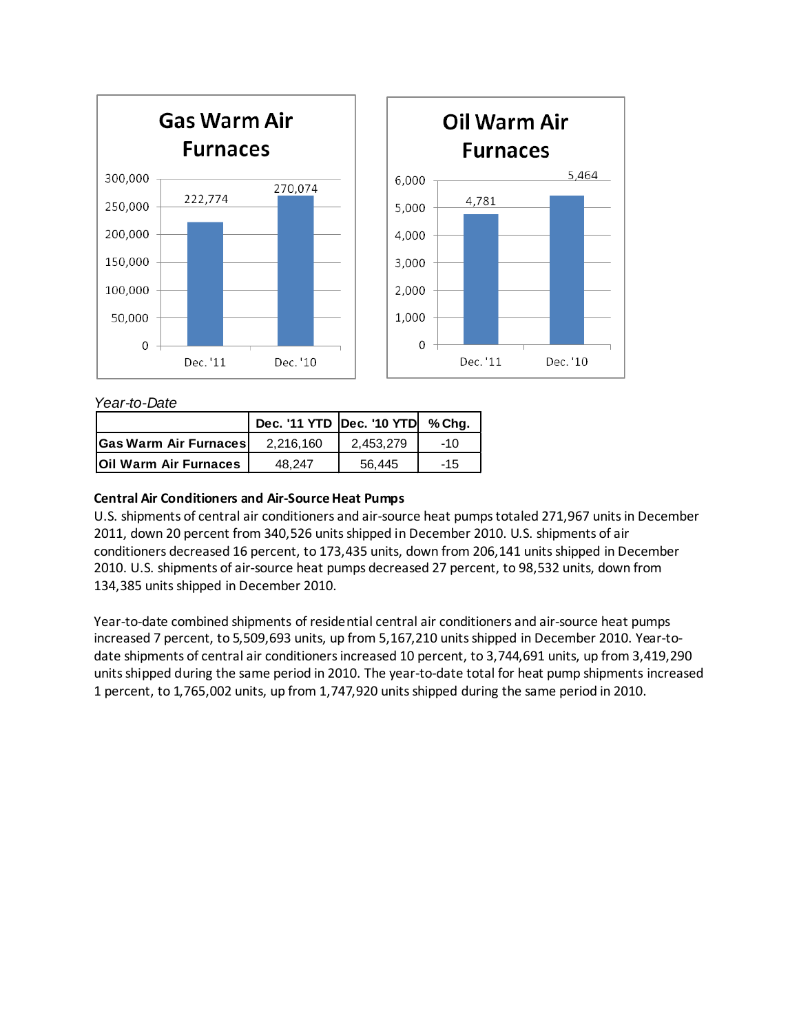**Gas Warm Air Furnaces**

| | Shipments |
|---|---|
| Dec. '11 | 222,774 |
| Dec. '10 | 270,074 |

**Oil Warm Air Furnaces**

| | Shipments |
|---|---|
| Dec. '11 | 4,781 |
| Dec. '10 | 5,464 |

*Year-to-Date*

| | Dec. '11 YTD | Dec. '10 YTD | % Chg. |
|---|---|---|---|
| **Gas Warm Air Furnaces** | 2,216,160 | 2,453,279 | -10 |
| **Oil Warm Air Furnaces** | 48,247 | 56,445 | -15 |

**Central Air Conditioners and Air-Source Heat Pumps**

U.S. shipments of central air conditioners and air-source heat pumps totaled 271,967 units in December 2011, down 20 percent from 340,526 units shipped in December 2010. U.S. shipments of air conditioners decreased 16 percent, to 173,435 units, down from 206,141 units shipped in December 2010. U.S. shipments of air-source heat pumps decreased 27 percent, to 98,532 units, down from 134,385 units shipped in December 2010.

Year-to-date combined shipments of residential central air conditioners and air-source heat pumps increased 7 percent, to 5,509,693 units, up from 5,167,210 units shipped in December 2010. Year-to-date shipments of central air conditioners increased 10 percent, to 3,744,691 units, up from 3,419,290 units shipped during the same period in 2010. The year-to-date total for heat pump shipments increased 1 percent, to 1,765,002 units, up from 1,747,920 units shipped during the same period in 2010.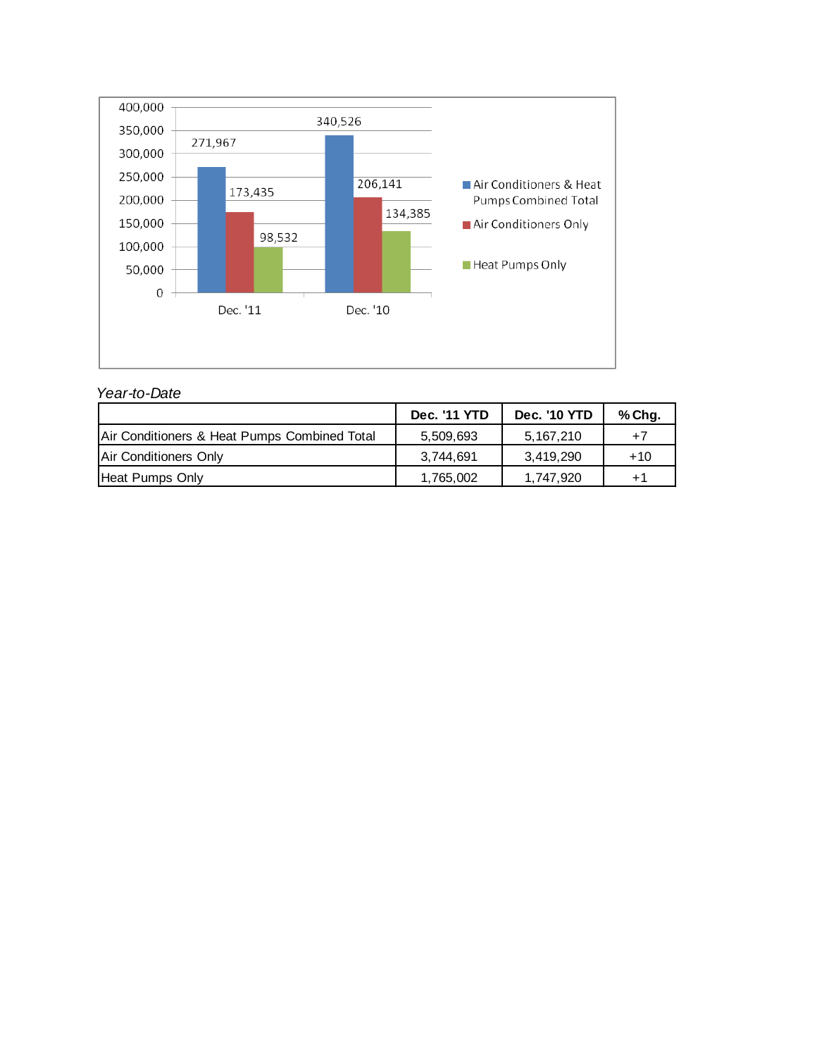| | Dec. '11 | Dec. '10 |
|---|---|---|
| Air Conditioners & Heat Pumps Combined Total | 271,967 | 340,526 |
| Air Conditioners Only | 173,435 | 206,141 |
| Heat Pumps Only | 98,532 | 134,385 |

*Year-to-Date*

| | Dec. '11 YTD | Dec. '10 YTD | % Chg. |
|---|---|---|---|
| Air Conditioners & Heat Pumps Combined Total | 5,509,693 | 5,167,210 | +7 |
| Air Conditioners Only | 3,744,691 | 3,419,290 | +10 |
| Heat Pumps Only | 1,765,002 | 1,747,920 | +1 |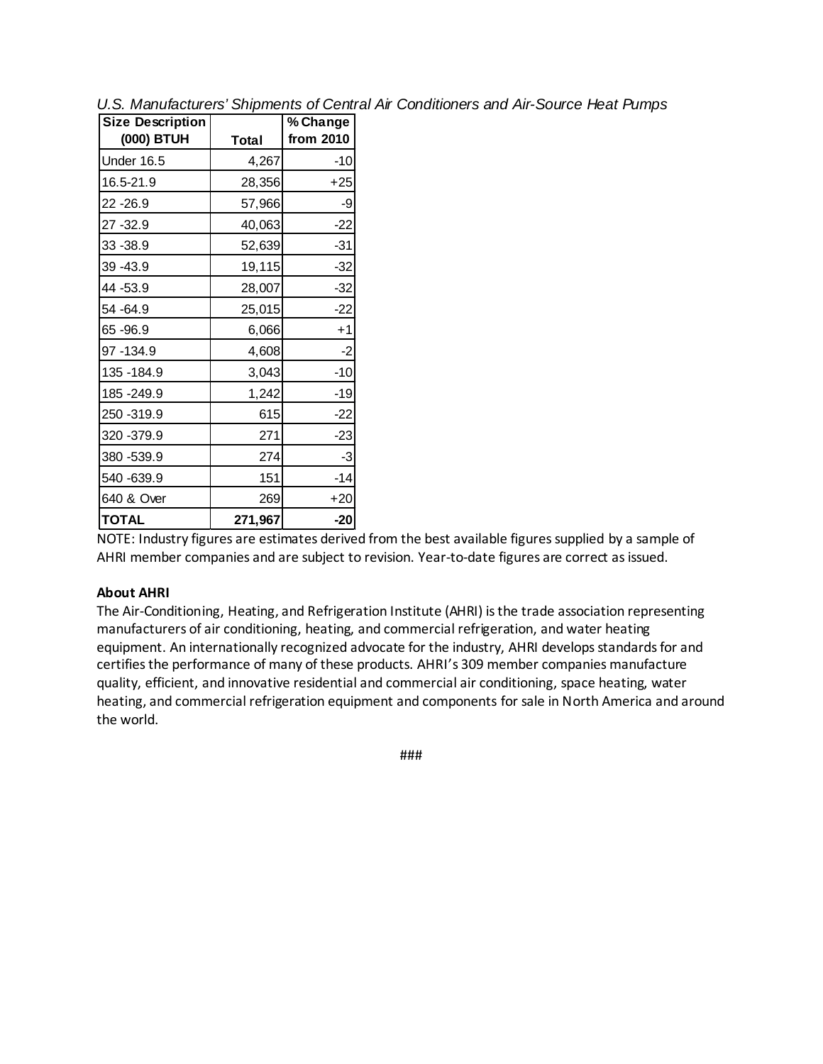*U.S. Manufacturers' Shipments of Central Air Conditioners and Air-Source Heat Pumps*

| Size Description (000) BTUH | Total | % Change from 2010 |
|---|---|---|
| Under 16.5 | 4,267 | -10 |
| 16.5-21.9 | 28,356 | +25 |
| 22 -26.9 | 57,966 | -9 |
| 27 -32.9 | 40,063 | -22 |
| 33 -38.9 | 52,639 | -31 |
| 39 -43.9 | 19,115 | -32 |
| 44 -53.9 | 28,007 | -32 |
| 54 -64.9 | 25,015 | -22 |
| 65 -96.9 | 6,066 | +1 |
| 97 -134.9 | 4,608 | -2 |
| 135 -184.9 | 3,043 | -10 |
| 185 -249.9 | 1,242 | -19 |
| 250 -319.9 | 615 | -22 |
| 320 -379.9 | 271 | -23 |
| 380 -539.9 | 274 | -3 |
| 540 -639.9 | 151 | -14 |
| 640 & Over | 269 | +20 |
| **TOTAL** | **271,967** | **-20** |

NOTE: Industry figures are estimates derived from the best available figures supplied by a sample of AHRI member companies and are subject to revision. Year-to-date figures are correct as issued.

**About AHRI**

The Air-Conditioning, Heating, and Refrigeration Institute (AHRI) is the trade association representing manufacturers of air conditioning, heating, and commercial refrigeration, and water heating equipment. An internationally recognized advocate for the industry, AHRI develops standards for and certifies the performance of many of these products. AHRI's 309 member companies manufacture quality, efficient, and innovative residential and commercial air conditioning, space heating, water heating, and commercial refrigeration equipment and components for sale in North America and around the world.

###